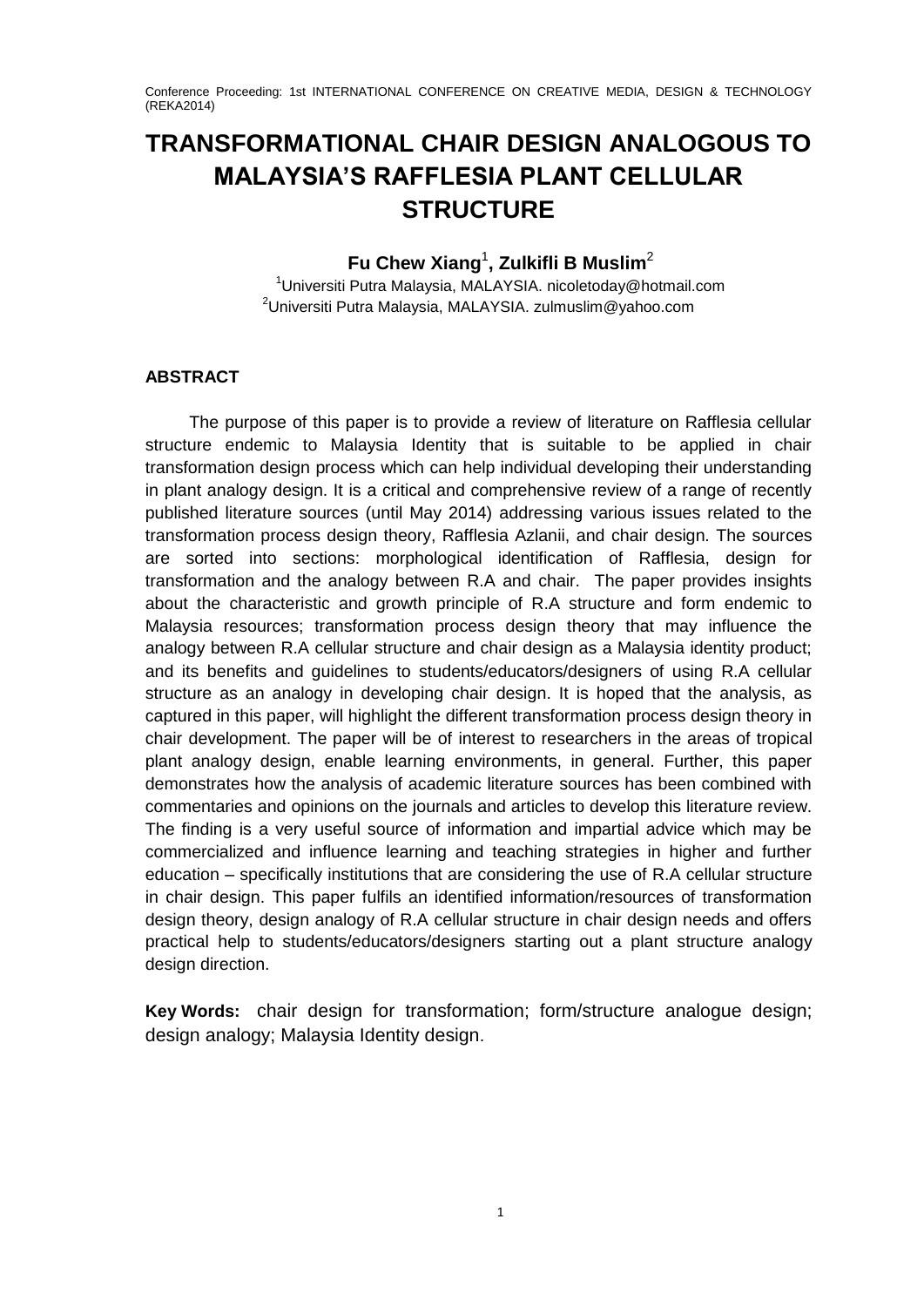# TRANSFORMATIONAL CHAIR DESIGN ANALOGOUS TO MALAYSIA'S RAFFLESIA PLANT CELLULAR STRUCTURE

**Fu Chew Xiang[1], Zulkifli B Muslim[2]**

[1]Universiti Putra Malaysia, MALAYSIA. nicoletoday@hotmail.com
[2]Universiti Putra Malaysia, MALAYSIA. zulmuslim@yahoo.com

## ABSTRACT

The purpose of this paper is to provide a review of literature on Rafflesia cellular structure endemic to Malaysia Identity that is suitable to be applied in chair transformation design process which can help individual developing their understanding in plant analogy design. It is a critical and comprehensive review of a range of recently published literature sources (until May 2014) addressing various issues related to the transformation process design theory, Rafflesia Azlanii, and chair design. The sources are sorted into sections: morphological identification of Rafflesia, design for transformation and the analogy between R.A and chair. The paper provides insights about the characteristic and growth principle of R.A structure and form endemic to Malaysia resources; transformation process design theory that may influence the analogy between R.A cellular structure and chair design as a Malaysia identity product; and its benefits and guidelines to students/educators/designers of using R.A cellular structure as an analogy in developing chair design. It is hoped that the analysis, as captured in this paper, will highlight the different transformation process design theory in chair development. The paper will be of interest to researchers in the areas of tropical plant analogy design, enable learning environments, in general. Further, this paper demonstrates how the analysis of academic literature sources has been combined with commentaries and opinions on the journals and articles to develop this literature review. The finding is a very useful source of information and impartial advice which may be commercialized and influence learning and teaching strategies in higher and further education – specifically institutions that are considering the use of R.A cellular structure in chair design. This paper fulfils an identified information/resources of transformation design theory, design analogy of R.A cellular structure in chair design needs and offers practical help to students/educators/designers starting out a plant structure analogy design direction.

**Key Words:** chair design for transformation; form/structure analogue design; design analogy; Malaysia Identity design.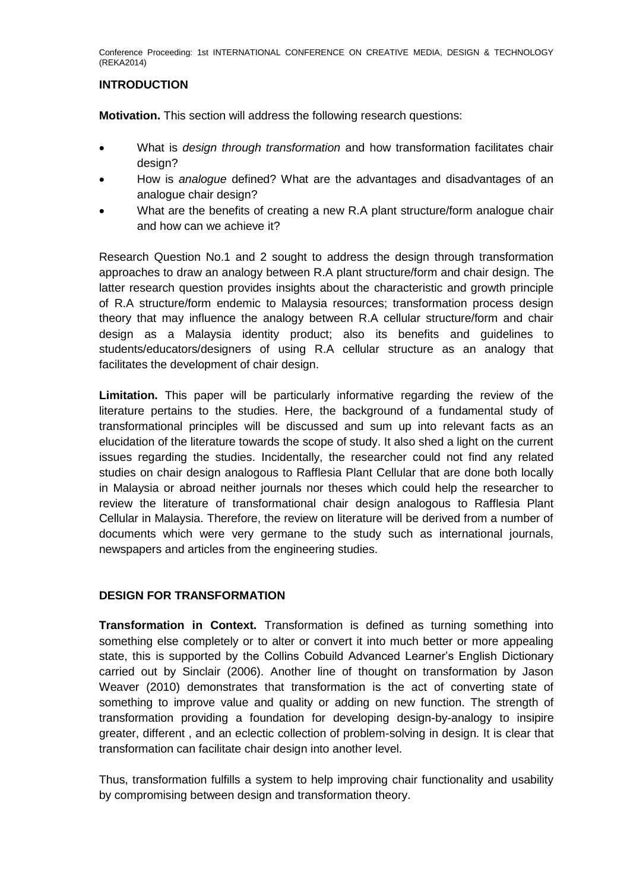## INTRODUCTION

**Motivation.** This section will address the following research questions:

- What is *design through transformation* and how transformation facilitates chair design?
- How is *analogue* defined? What are the advantages and disadvantages of an analogue chair design?
- What are the benefits of creating a new R.A plant structure/form analogue chair and how can we achieve it?

Research Question No.1 and 2 sought to address the design through transformation approaches to draw an analogy between R.A plant structure/form and chair design. The latter research question provides insights about the characteristic and growth principle of R.A structure/form endemic to Malaysia resources; transformation process design theory that may influence the analogy between R.A cellular structure/form and chair design as a Malaysia identity product; also its benefits and guidelines to students/educators/designers of using R.A cellular structure as an analogy that facilitates the development of chair design.

**Limitation.** This paper will be particularly informative regarding the review of the literature pertains to the studies. Here, the background of a fundamental study of transformational principles will be discussed and sum up into relevant facts as an elucidation of the literature towards the scope of study. It also shed a light on the current issues regarding the studies. Incidentally, the researcher could not find any related studies on chair design analogous to Rafflesia Plant Cellular that are done both locally in Malaysia or abroad neither journals nor theses which could help the researcher to review the literature of transformational chair design analogous to Rafflesia Plant Cellular in Malaysia. Therefore, the review on literature will be derived from a number of documents which were very germane to the study such as international journals, newspapers and articles from the engineering studies.

## DESIGN FOR TRANSFORMATION

**Transformation in Context.** Transformation is defined as turning something into something else completely or to alter or convert it into much better or more appealing state, this is supported by the Collins Cobuild Advanced Learner's English Dictionary carried out by Sinclair (2006). Another line of thought on transformation by Jason Weaver (2010) demonstrates that transformation is the act of converting state of something to improve value and quality or adding on new function. The strength of transformation providing a foundation for developing design-by-analogy to insipire greater, different , and an eclectic collection of problem-solving in design. It is clear that transformation can facilitate chair design into another level.

Thus, transformation fulfills a system to help improving chair functionality and usability by compromising between design and transformation theory.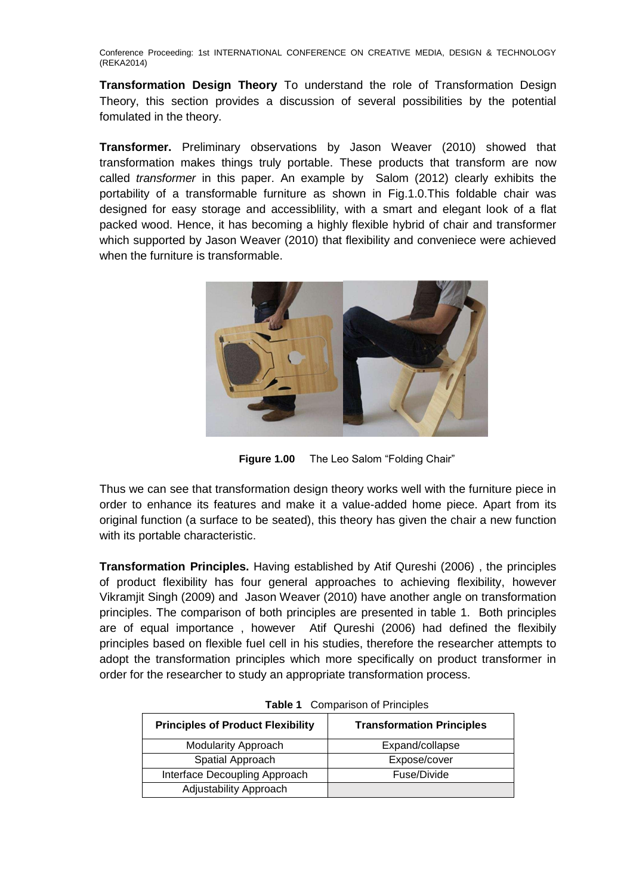**Transformation Design Theory** To understand the role of Transformation Design Theory, this section provides a discussion of several possibilities by the potential fomulated in the theory.

**Transformer.** Preliminary observations by Jason Weaver (2010) showed that transformation makes things truly portable. These products that transform are now called *transformer* in this paper. An example by Salom (2012) clearly exhibits the portability of a transformable furniture as shown in Fig.1.0.This foldable chair was designed for easy storage and accessiblility, with a smart and elegant look of a flat packed wood. Hence, it has becoming a highly flexible hybrid of chair and transformer which supported by Jason Weaver (2010) that flexibility and conveniece were achieved when the furniture is transformable.

**Figure 1.00** The Leo Salom "Folding Chair"

Thus we can see that transformation design theory works well with the furniture piece in order to enhance its features and make it a value-added home piece. Apart from its original function (a surface to be seated), this theory has given the chair a new function with its portable characteristic.

**Transformation Principles.** Having established by Atif Qureshi (2006) , the principles of product flexibility has four general approaches to achieving flexibility, however Vikramjit Singh (2009) and Jason Weaver (2010) have another angle on transformation principles. The comparison of both principles are presented in table 1. Both principles are of equal importance , however Atif Qureshi (2006) had defined the flexibily principles based on flexible fuel cell in his studies, therefore the researcher attempts to adopt the transformation principles which more specifically on product transformer in order for the researcher to study an appropriate transformation process.

**Table 1** Comparison of Principles

| Principles of Product Flexibility | Transformation Principles |
|---|---|
| Modularity Approach | Expand/collapse |
| Spatial Approach | Expose/cover |
| Interface Decoupling Approach | Fuse/Divide |
| Adjustability Approach | |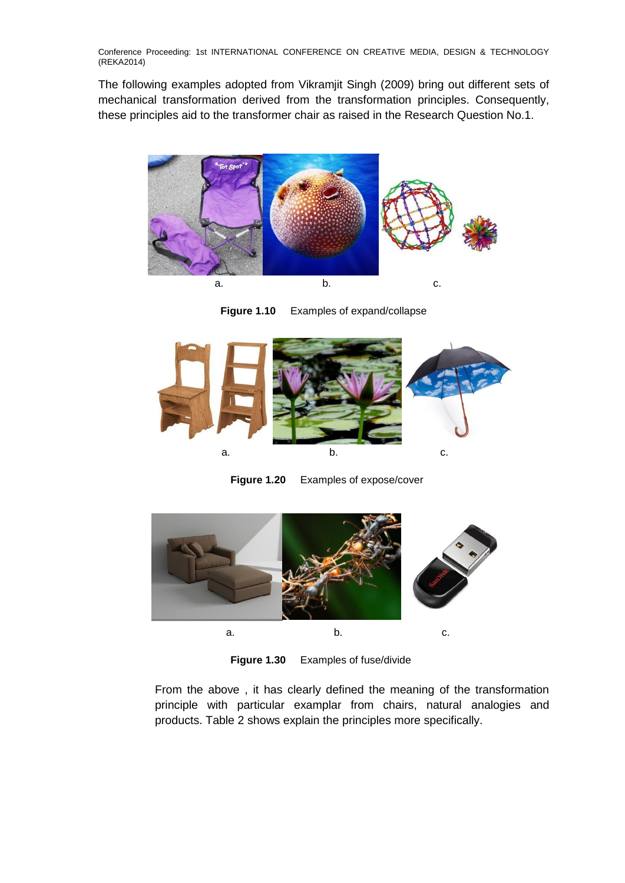The following examples adopted from Vikramjit Singh (2009) bring out different sets of mechanical transformation derived from the transformation principles. Consequently, these principles aid to the transformer chair as raised in the Research Question No.1.

a. b. c.

**Figure 1.10** Examples of expand/collapse

a. b. c.

**Figure 1.20** Examples of expose/cover

a. b. c.

**Figure 1.30** Examples of fuse/divide

From the above , it has clearly defined the meaning of the transformation principle with particular examplar from chairs, natural analogies and products. Table 2 shows explain the principles more specifically.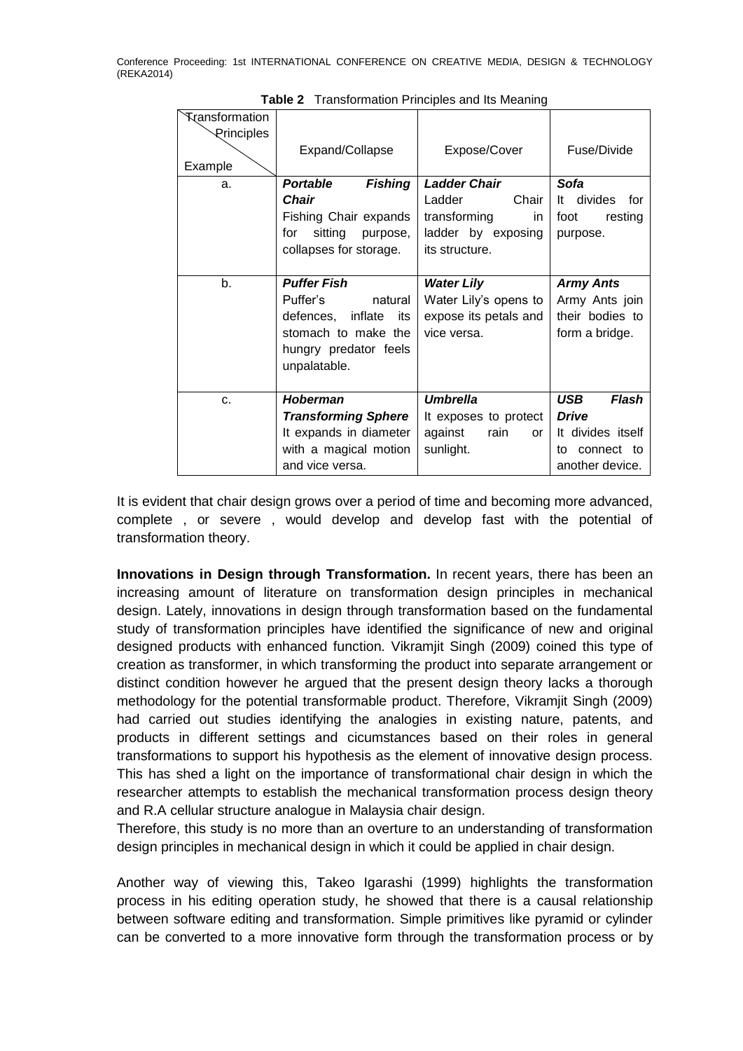**Table 2** Transformation Principles and Its Meaning

| Transformation Principles / Example | Expand/Collapse | Expose/Cover | Fuse/Divide |
|---|---|---|---|
| a. | ***Portable Fishing Chair*** Fishing Chair expands for sitting purpose, collapses for storage. | ***Ladder Chair*** Ladder Chair transforming in ladder by exposing its structure. | ***Sofa*** It divides for foot resting purpose. |
| b. | ***Puffer Fish*** Puffer's natural defences, inflate its stomach to make the hungry predator feels unpalatable. | ***Water Lily*** Water Lily's opens to expose its petals and vice versa. | ***Army Ants*** Army Ants join their bodies to form a bridge. |
| c. | ***Hoberman Transforming Sphere*** It expands in diameter with a magical motion and vice versa. | ***Umbrella*** It exposes to protect against rain or sunlight. | ***USB Flash Drive*** It divides itself to connect to another device. |

It is evident that chair design grows over a period of time and becoming more advanced, complete , or severe , would develop and develop fast with the potential of transformation theory.

**Innovations in Design through Transformation.** In recent years, there has been an increasing amount of literature on transformation design principles in mechanical design. Lately, innovations in design through transformation based on the fundamental study of transformation principles have identified the significance of new and original designed products with enhanced function. Vikramjit Singh (2009) coined this type of creation as transformer, in which transforming the product into separate arrangement or distinct condition however he argued that the present design theory lacks a thorough methodology for the potential transformable product. Therefore, Vikramjit Singh (2009) had carried out studies identifying the analogies in existing nature, patents, and products in different settings and cicumstances based on their roles in general transformations to support his hypothesis as the element of innovative design process. This has shed a light on the importance of transformational chair design in which the researcher attempts to establish the mechanical transformation process design theory and R.A cellular structure analogue in Malaysia chair design.

Therefore, this study is no more than an overture to an understanding of transformation design principles in mechanical design in which it could be applied in chair design.

Another way of viewing this, Takeo Igarashi (1999) highlights the transformation process in his editing operation study, he showed that there is a causal relationship between software editing and transformation. Simple primitives like pyramid or cylinder can be converted to a more innovative form through the transformation process or by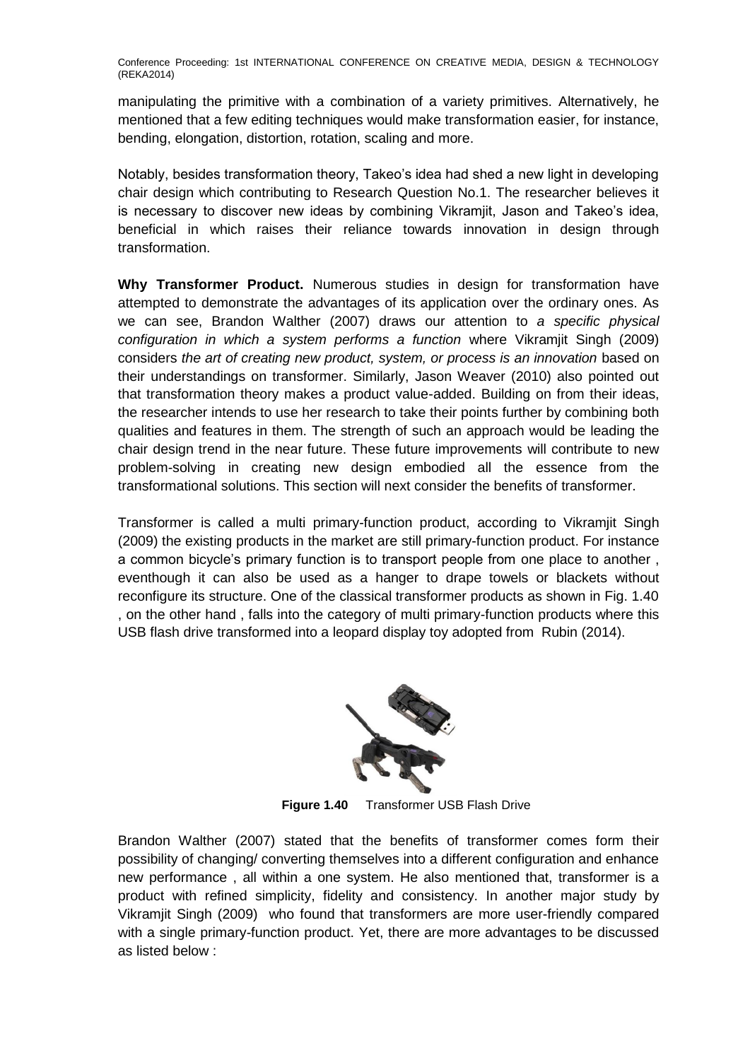manipulating the primitive with a combination of a variety primitives. Alternatively, he mentioned that a few editing techniques would make transformation easier, for instance, bending, elongation, distortion, rotation, scaling and more.

Notably, besides transformation theory, Takeo's idea had shed a new light in developing chair design which contributing to Research Question No.1. The researcher believes it is necessary to discover new ideas by combining Vikramjit, Jason and Takeo's idea, beneficial in which raises their reliance towards innovation in design through transformation.

**Why Transformer Product.** Numerous studies in design for transformation have attempted to demonstrate the advantages of its application over the ordinary ones. As we can see, Brandon Walther (2007) draws our attention to *a specific physical configuration in which a system performs a function* where Vikramjit Singh (2009) considers *the art of creating new product, system, or process is an innovation* based on their understandings on transformer. Similarly, Jason Weaver (2010) also pointed out that transformation theory makes a product value-added. Building on from their ideas, the researcher intends to use her research to take their points further by combining both qualities and features in them. The strength of such an approach would be leading the chair design trend in the near future. These future improvements will contribute to new problem-solving in creating new design embodied all the essence from the transformational solutions. This section will next consider the benefits of transformer.

Transformer is called a multi primary-function product, according to Vikramjit Singh (2009) the existing products in the market are still primary-function product. For instance a common bicycle's primary function is to transport people from one place to another , eventhough it can also be used as a hanger to drape towels or blackets without reconfigure its structure. One of the classical transformer products as shown in Fig. 1.40 , on the other hand , falls into the category of multi primary-function products where this USB flash drive transformed into a leopard display toy adopted from Rubin (2014).

**Figure 1.40** Transformer USB Flash Drive

Brandon Walther (2007) stated that the benefits of transformer comes form their possibility of changing/ converting themselves into a different configuration and enhance new performance , all within a one system. He also mentioned that, transformer is a product with refined simplicity, fidelity and consistency. In another major study by Vikramjit Singh (2009) who found that transformers are more user-friendly compared with a single primary-function product. Yet, there are more advantages to be discussed as listed below :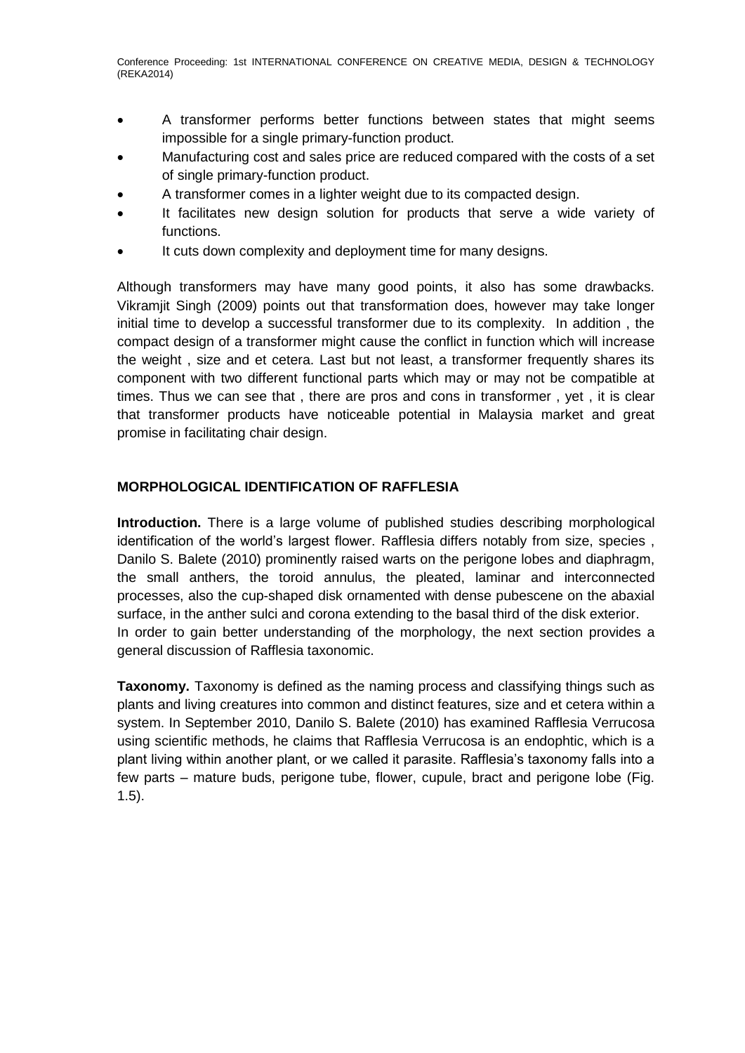- A transformer performs better functions between states that might seems impossible for a single primary-function product.
- Manufacturing cost and sales price are reduced compared with the costs of a set of single primary-function product.
- A transformer comes in a lighter weight due to its compacted design.
- It facilitates new design solution for products that serve a wide variety of functions.
- It cuts down complexity and deployment time for many designs.

Although transformers may have many good points, it also has some drawbacks. Vikramjit Singh (2009) points out that transformation does, however may take longer initial time to develop a successful transformer due to its complexity. In addition , the compact design of a transformer might cause the conflict in function which will increase the weight , size and et cetera. Last but not least, a transformer frequently shares its component with two different functional parts which may or may not be compatible at times. Thus we can see that , there are pros and cons in transformer , yet , it is clear that transformer products have noticeable potential in Malaysia market and great promise in facilitating chair design.

## MORPHOLOGICAL IDENTIFICATION OF RAFFLESIA

**Introduction.** There is a large volume of published studies describing morphological identification of the world's largest flower. Rafflesia differs notably from size, species , Danilo S. Balete (2010) prominently raised warts on the perigone lobes and diaphragm, the small anthers, the toroid annulus, the pleated, laminar and interconnected processes, also the cup-shaped disk ornamented with dense pubescene on the abaxial surface, in the anther sulci and corona extending to the basal third of the disk exterior.
In order to gain better understanding of the morphology, the next section provides a general discussion of Rafflesia taxonomic.

**Taxonomy.** Taxonomy is defined as the naming process and classifying things such as plants and living creatures into common and distinct features, size and et cetera within a system. In September 2010, Danilo S. Balete (2010) has examined Rafflesia Verrucosa using scientific methods, he claims that Rafflesia Verrucosa is an endophtic, which is a plant living within another plant, or we called it parasite. Rafflesia's taxonomy falls into a few parts – mature buds, perigone tube, flower, cupule, bract and perigone lobe (Fig. 1.5).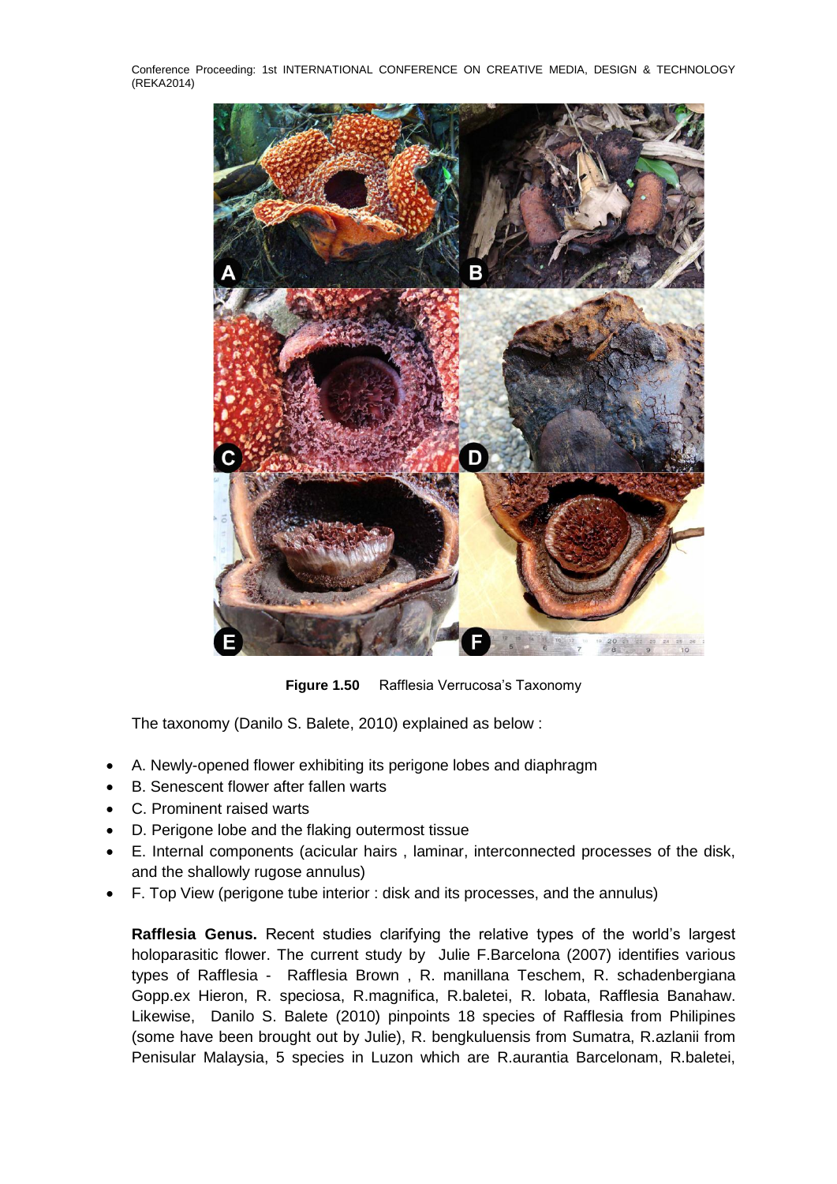**Figure 1.50** Rafflesia Verrucosa's Taxonomy

The taxonomy (Danilo S. Balete, 2010) explained as below :

- A. Newly-opened flower exhibiting its perigone lobes and diaphragm
- B. Senescent flower after fallen warts
- C. Prominent raised warts
- D. Perigone lobe and the flaking outermost tissue
- E. Internal components (acicular hairs , laminar, interconnected processes of the disk, and the shallowly rugose annulus)
- F. Top View (perigone tube interior : disk and its processes, and the annulus)

**Rafflesia Genus.** Recent studies clarifying the relative types of the world's largest holoparasitic flower. The current study by Julie F.Barcelona (2007) identifies various types of Rafflesia - Rafflesia Brown , R. manillana Teschem, R. schadenbergiana Gopp.ex Hieron, R. speciosa, R.magnifica, R.baletei, R. lobata, Rafflesia Banahaw. Likewise, Danilo S. Balete (2010) pinpoints 18 species of Rafflesia from Philipines (some have been brought out by Julie), R. bengkuluensis from Sumatra, R.azlanii from Penisular Malaysia, 5 species in Luzon which are R.aurantia Barcelonam, R.baletei,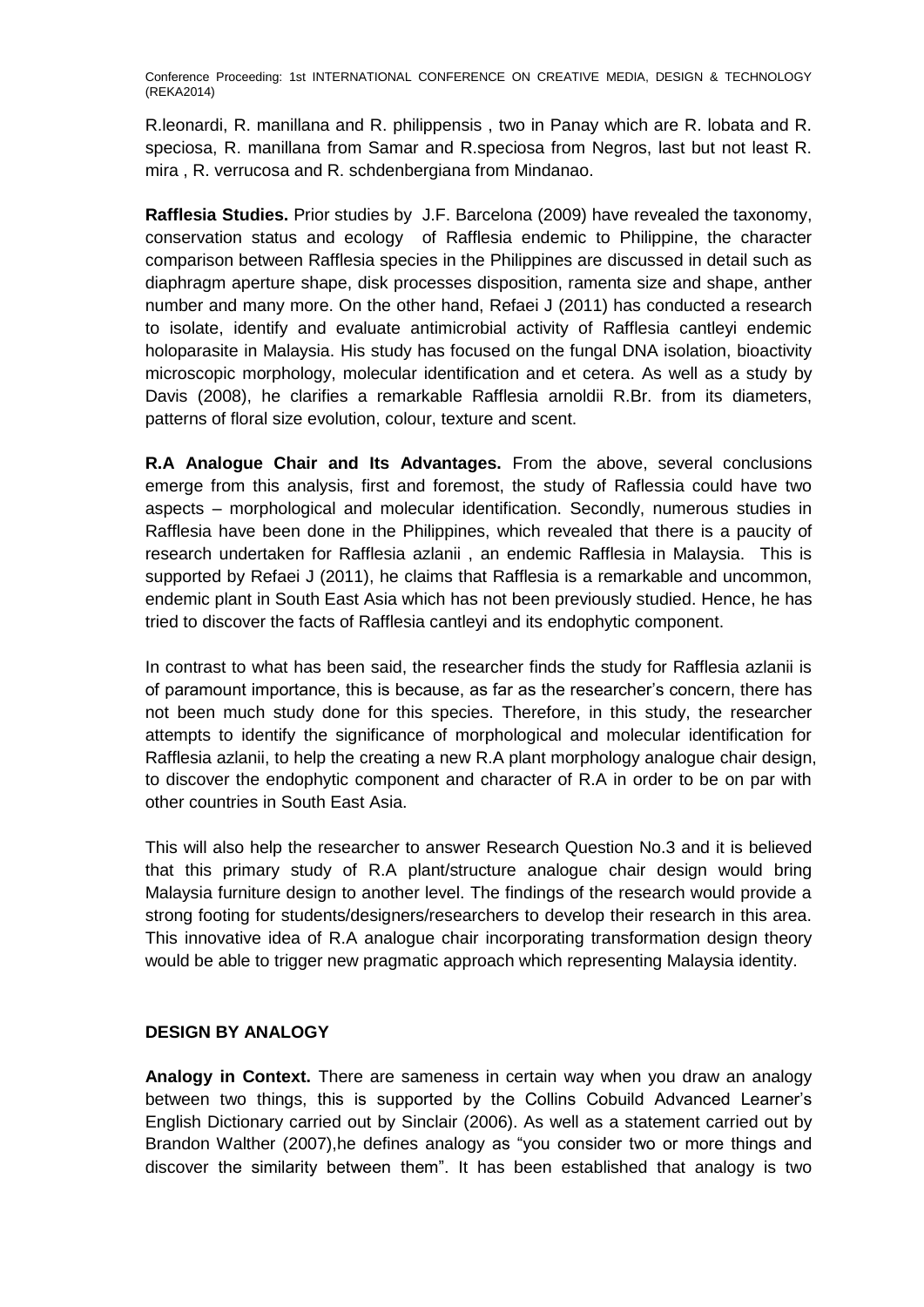R.leonardi, R. manillana and R. philippensis , two in Panay which are R. lobata and R. speciosa, R. manillana from Samar and R.speciosa from Negros, last but not least R. mira , R. verrucosa and R. schdenbergiana from Mindanao.

**Rafflesia Studies.** Prior studies by J.F. Barcelona (2009) have revealed the taxonomy, conservation status and ecology of Rafflesia endemic to Philippine, the character comparison between Rafflesia species in the Philippines are discussed in detail such as diaphragm aperture shape, disk processes disposition, ramenta size and shape, anther number and many more. On the other hand, Refaei J (2011) has conducted a research to isolate, identify and evaluate antimicrobial activity of Rafflesia cantleyi endemic holoparasite in Malaysia. His study has focused on the fungal DNA isolation, bioactivity microscopic morphology, molecular identification and et cetera. As well as a study by Davis (2008), he clarifies a remarkable Rafflesia arnoldii R.Br. from its diameters, patterns of floral size evolution, colour, texture and scent.

**R.A Analogue Chair and Its Advantages.** From the above, several conclusions emerge from this analysis, first and foremost, the study of Raflessia could have two aspects – morphological and molecular identification. Secondly, numerous studies in Rafflesia have been done in the Philippines, which revealed that there is a paucity of research undertaken for Rafflesia azlanii , an endemic Rafflesia in Malaysia. This is supported by Refaei J (2011), he claims that Rafflesia is a remarkable and uncommon, endemic plant in South East Asia which has not been previously studied. Hence, he has tried to discover the facts of Rafflesia cantleyi and its endophytic component.

In contrast to what has been said, the researcher finds the study for Rafflesia azlanii is of paramount importance, this is because, as far as the researcher's concern, there has not been much study done for this species. Therefore, in this study, the researcher attempts to identify the significance of morphological and molecular identification for Rafflesia azlanii, to help the creating a new R.A plant morphology analogue chair design, to discover the endophytic component and character of R.A in order to be on par with other countries in South East Asia.

This will also help the researcher to answer Research Question No.3 and it is believed that this primary study of R.A plant/structure analogue chair design would bring Malaysia furniture design to another level. The findings of the research would provide a strong footing for students/designers/researchers to develop their research in this area. This innovative idea of R.A analogue chair incorporating transformation design theory would be able to trigger new pragmatic approach which representing Malaysia identity.

## DESIGN BY ANALOGY

**Analogy in Context.** There are sameness in certain way when you draw an analogy between two things, this is supported by the Collins Cobuild Advanced Learner's English Dictionary carried out by Sinclair (2006). As well as a statement carried out by Brandon Walther (2007),he defines analogy as "you consider two or more things and discover the similarity between them". It has been established that analogy is two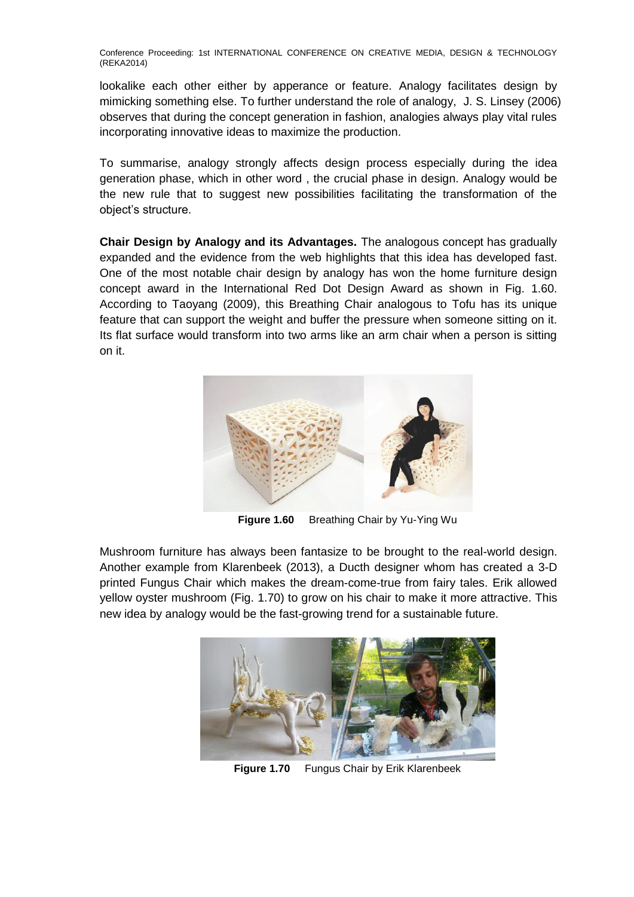lookalike each other either by apperance or feature. Analogy facilitates design by mimicking something else. To further understand the role of analogy, J. S. Linsey (2006) observes that during the concept generation in fashion, analogies always play vital rules incorporating innovative ideas to maximize the production.

To summarise, analogy strongly affects design process especially during the idea generation phase, which in other word , the crucial phase in design. Analogy would be the new rule that to suggest new possibilities facilitating the transformation of the object's structure.

**Chair Design by Analogy and its Advantages.** The analogous concept has gradually expanded and the evidence from the web highlights that this idea has developed fast. One of the most notable chair design by analogy has won the home furniture design concept award in the International Red Dot Design Award as shown in Fig. 1.60. According to Taoyang (2009), this Breathing Chair analogous to Tofu has its unique feature that can support the weight and buffer the pressure when someone sitting on it. Its flat surface would transform into two arms like an arm chair when a person is sitting on it.

**Figure 1.60** Breathing Chair by Yu-Ying Wu

Mushroom furniture has always been fantasize to be brought to the real-world design. Another example from Klarenbeek (2013), a Ducth designer whom has created a 3-D printed Fungus Chair which makes the dream-come-true from fairy tales. Erik allowed yellow oyster mushroom (Fig. 1.70) to grow on his chair to make it more attractive. This new idea by analogy would be the fast-growing trend for a sustainable future.

**Figure 1.70** Fungus Chair by Erik Klarenbeek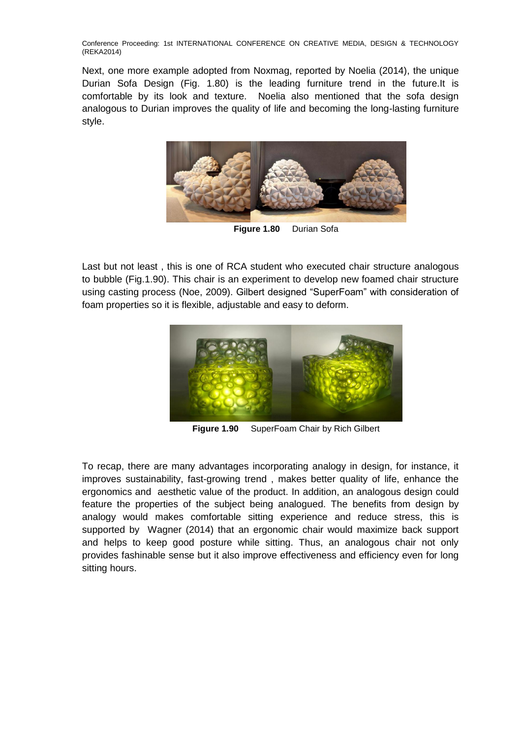Next, one more example adopted from Noxmag, reported by Noelia (2014), the unique Durian Sofa Design (Fig. 1.80) is the leading furniture trend in the future.It is comfortable by its look and texture. Noelia also mentioned that the sofa design analogous to Durian improves the quality of life and becoming the long-lasting furniture style.

**Figure 1.80** Durian Sofa

Last but not least , this is one of RCA student who executed chair structure analogous to bubble (Fig.1.90). This chair is an experiment to develop new foamed chair structure using casting process (Noe, 2009). Gilbert designed "SuperFoam" with consideration of foam properties so it is flexible, adjustable and easy to deform.

**Figure 1.90** SuperFoam Chair by Rich Gilbert

To recap, there are many advantages incorporating analogy in design, for instance, it improves sustainability, fast-growing trend , makes better quality of life, enhance the ergonomics and aesthetic value of the product. In addition, an analogous design could feature the properties of the subject being analogued. The benefits from design by analogy would makes comfortable sitting experience and reduce stress, this is supported by Wagner (2014) that an ergonomic chair would maximize back support and helps to keep good posture while sitting. Thus, an analogous chair not only provides fashinable sense but it also improve effectiveness and efficiency even for long sitting hours.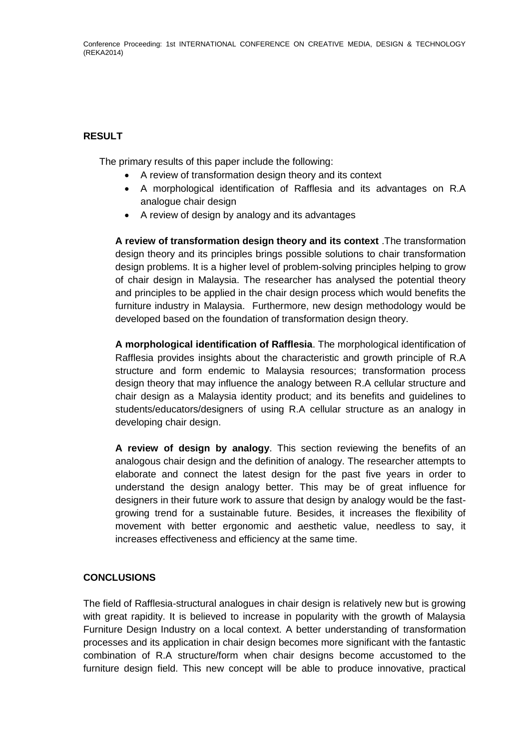## RESULT

The primary results of this paper include the following:

- A review of transformation design theory and its context
- A morphological identification of Rafflesia and its advantages on R.A analogue chair design
- A review of design by analogy and its advantages

**A review of transformation design theory and its context** .The transformation design theory and its principles brings possible solutions to chair transformation design problems. It is a higher level of problem-solving principles helping to grow of chair design in Malaysia. The researcher has analysed the potential theory and principles to be applied in the chair design process which would benefits the furniture industry in Malaysia. Furthermore, new design methodology would be developed based on the foundation of transformation design theory.

**A morphological identification of Rafflesia**. The morphological identification of Rafflesia provides insights about the characteristic and growth principle of R.A structure and form endemic to Malaysia resources; transformation process design theory that may influence the analogy between R.A cellular structure and chair design as a Malaysia identity product; and its benefits and guidelines to students/educators/designers of using R.A cellular structure as an analogy in developing chair design.

**A review of design by analogy**. This section reviewing the benefits of an analogous chair design and the definition of analogy. The researcher attempts to elaborate and connect the latest design for the past five years in order to understand the design analogy better. This may be of great influence for designers in their future work to assure that design by analogy would be the fast-growing trend for a sustainable future. Besides, it increases the flexibility of movement with better ergonomic and aesthetic value, needless to say, it increases effectiveness and efficiency at the same time.

## CONCLUSIONS

The field of Rafflesia-structural analogues in chair design is relatively new but is growing with great rapidity. It is believed to increase in popularity with the growth of Malaysia Furniture Design Industry on a local context. A better understanding of transformation processes and its application in chair design becomes more significant with the fantastic combination of R.A structure/form when chair designs become accustomed to the furniture design field. This new concept will be able to produce innovative, practical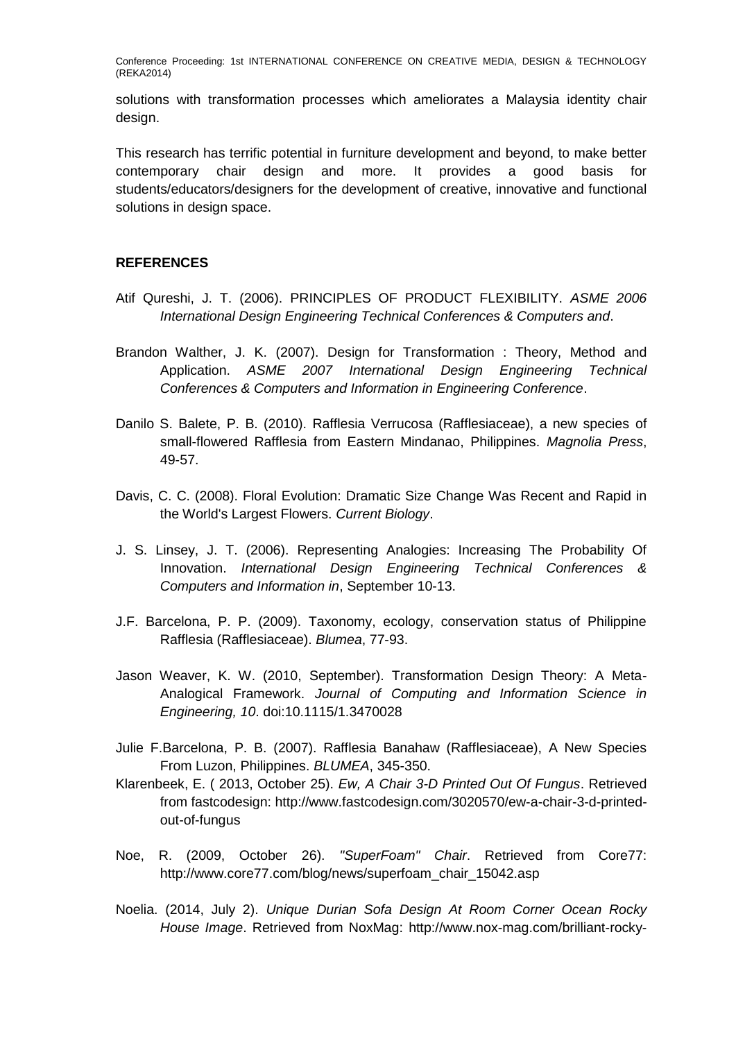solutions with transformation processes which ameliorates a Malaysia identity chair design.

This research has terrific potential in furniture development and beyond, to make better contemporary chair design and more. It provides a good basis for students/educators/designers for the development of creative, innovative and functional solutions in design space.

## REFERENCES

Atif Qureshi, J. T. (2006). PRINCIPLES OF PRODUCT FLEXIBILITY. *ASME 2006 International Design Engineering Technical Conferences & Computers and*.

Brandon Walther, J. K. (2007). Design for Transformation : Theory, Method and Application. *ASME 2007 International Design Engineering Technical Conferences & Computers and Information in Engineering Conference*.

Danilo S. Balete, P. B. (2010). Rafflesia Verrucosa (Rafflesiaceae), a new species of small-flowered Rafflesia from Eastern Mindanao, Philippines. *Magnolia Press*, 49-57.

Davis, C. C. (2008). Floral Evolution: Dramatic Size Change Was Recent and Rapid in the World's Largest Flowers. *Current Biology*.

J. S. Linsey, J. T. (2006). Representing Analogies: Increasing The Probability Of Innovation. *International Design Engineering Technical Conferences & Computers and Information in*, September 10-13.

J.F. Barcelona, P. P. (2009). Taxonomy, ecology, conservation status of Philippine Rafflesia (Rafflesiaceae). *Blumea*, 77-93.

Jason Weaver, K. W. (2010, September). Transformation Design Theory: A Meta-Analogical Framework. *Journal of Computing and Information Science in Engineering, 10*. doi:10.1115/1.3470028

Julie F.Barcelona, P. B. (2007). Rafflesia Banahaw (Rafflesiaceae), A New Species From Luzon, Philippines. *BLUMEA*, 345-350.

Klarenbeek, E. ( 2013, October 25). *Ew, A Chair 3-D Printed Out Of Fungus*. Retrieved from fastcodesign: http://www.fastcodesign.com/3020570/ew-a-chair-3-d-printed-out-of-fungus

Noe, R. (2009, October 26). *"SuperFoam" Chair*. Retrieved from Core77: http://www.core77.com/blog/news/superfoam_chair_15042.asp

Noelia. (2014, July 2). *Unique Durian Sofa Design At Room Corner Ocean Rocky House Image*. Retrieved from NoxMag: http://www.nox-mag.com/brilliant-rocky-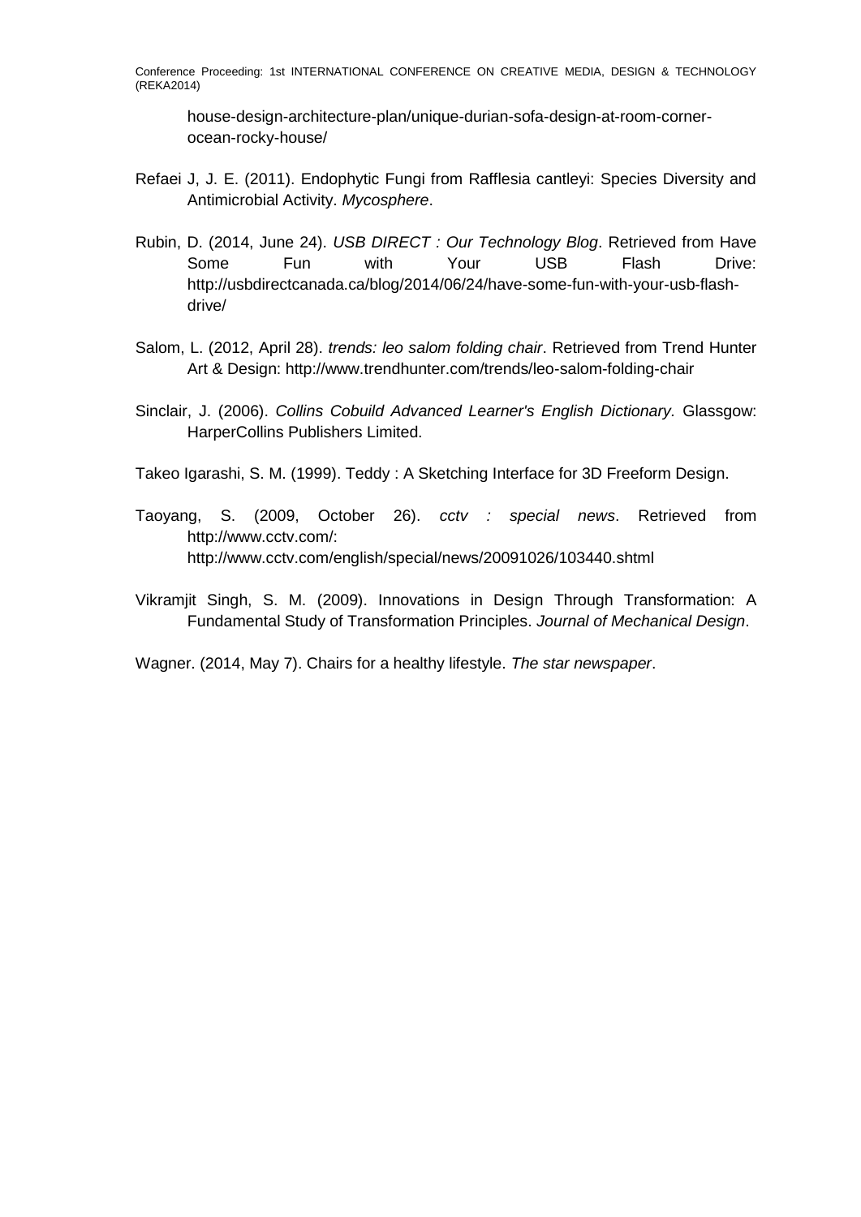house-design-architecture-plan/unique-durian-sofa-design-at-room-corner-ocean-rocky-house/

Refaei J, J. E. (2011). Endophytic Fungi from Rafflesia cantleyi: Species Diversity and Antimicrobial Activity. *Mycosphere*.

Rubin, D. (2014, June 24). *USB DIRECT : Our Technology Blog*. Retrieved from Have Some Fun with Your USB Flash Drive: http://usbdirectcanada.ca/blog/2014/06/24/have-some-fun-with-your-usb-flash-drive/

Salom, L. (2012, April 28). *trends: leo salom folding chair*. Retrieved from Trend Hunter Art & Design: http://www.trendhunter.com/trends/leo-salom-folding-chair

Sinclair, J. (2006). *Collins Cobuild Advanced Learner's English Dictionary.* Glassgow: HarperCollins Publishers Limited.

Takeo Igarashi, S. M. (1999). Teddy : A Sketching Interface for 3D Freeform Design.

Taoyang, S. (2009, October 26). *cctv : special news*. Retrieved from http://www.cctv.com/: http://www.cctv.com/english/special/news/20091026/103440.shtml

Vikramjit Singh, S. M. (2009). Innovations in Design Through Transformation: A Fundamental Study of Transformation Principles. *Journal of Mechanical Design*.

Wagner. (2014, May 7). Chairs for a healthy lifestyle. *The star newspaper*.